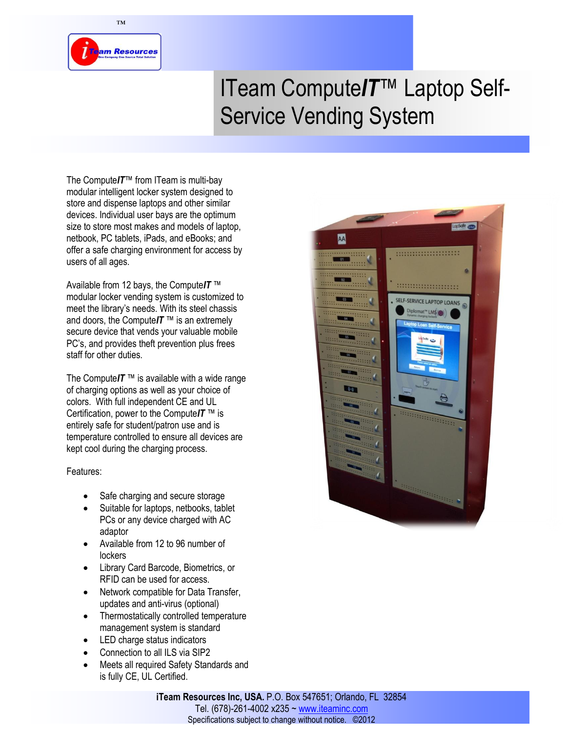# ITeam Compute*IT*™ Laptop Self-Service Vending System

The Compute*IT*™ from ITeam is multi-bay modular intelligent locker system designed to store and dispense laptops and other similar devices. Individual user bays are the optimum size to store most makes and models of laptop, netbook, PC tablets, iPads, and eBooks; and offer a safe charging environment for access by users of all ages.

Available from 12 bays, the Compute*IT* ™ modular locker vending system is customized to meet the library's needs. With its steel chassis and doors, the Compute*IT* ™ is an extremely secure device that vends your valuable mobile PC's, and provides theft prevention plus frees staff for other duties.

The Compute*IT* ™ is available with a wide range of charging options as well as your choice of colors. With full independent CE and UL Certification, power to the Compute*IT* ™ is entirely safe for student/patron use and is temperature controlled to ensure all devices are kept cool during the charging process.

Features:

- Safe charging and secure storage
- Suitable for laptops, netbooks, tablet PCs or any device charged with AC adaptor
- Available from 12 to 96 number of lockers
- Library Card Barcode, Biometrics, or RFID can be used for access.
- Network compatible for Data Transfer, updates and anti-virus (optional)
- Thermostatically controlled temperature management system is standard
- LED charge status indicators
- Connection to all ILS via SIP2
- Meets all required Safety Standards and is fully CE, UL Certified.

**iTeam Resources Inc, USA.** P.O. Box 547651; Orlando, FL 32854
Tel. (678)-261-4002 x235 ~ www.iteaminc.com
Specifications subject to change without notice. ©2012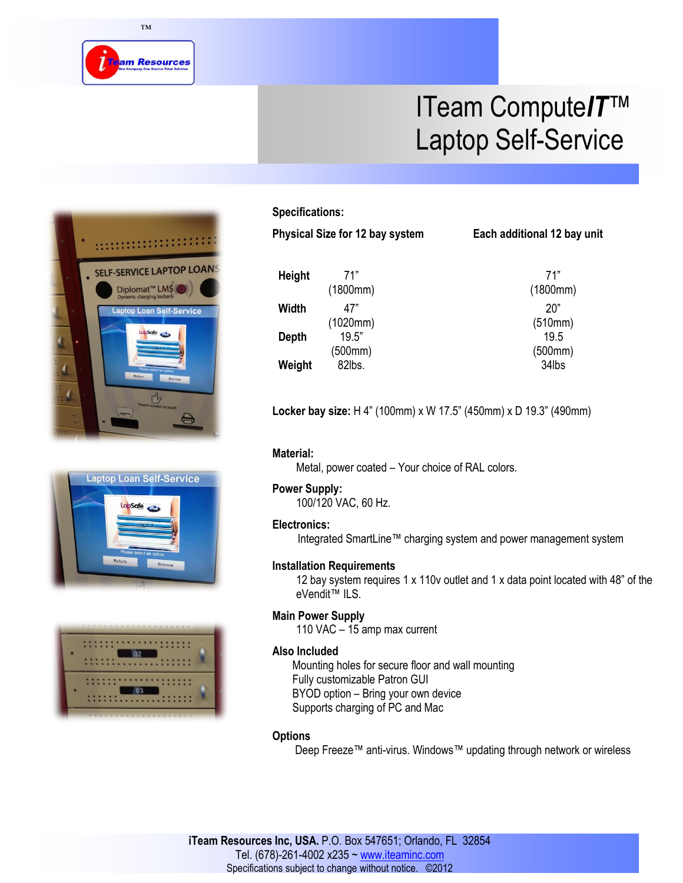# ITeam Compute*IT*™ Laptop Self-Service

**Specifications:**

| | Physical Size for 12 bay system | Each additional 12 bay unit |
|---|---|---|
| **Height** | 71” (1800mm) | 71” (1800mm) |
| **Width** | 47” (1020mm) | 20” (510mm) |
| **Depth** | 19.5” (500mm) | 19.5 (500mm) |
| **Weight** | 82lbs. | 34lbs |

**Locker bay size:** H 4” (100mm) x W 17.5” (450mm) x D 19.3” (490mm)

**Material:**

Metal, power coated – Your choice of RAL colors.

**Power Supply:**

100/120 VAC, 60 Hz.

**Electronics:**

Integrated SmartLine™ charging system and power management system

**Installation Requirements**

12 bay system requires 1 x 110v outlet and 1 x data point located with 48” of the eVendit™ ILS.

**Main Power Supply**

110 VAC – 15 amp max current

**Also Included**

Mounting holes for secure floor and wall mounting
Fully customizable Patron GUI
BYOD option – Bring your own device
Supports charging of PC and Mac

**Options**

Deep Freeze™ anti-virus. Windows™ updating through network or wireless

**iTeam Resources Inc, USA.** P.O. Box 547651; Orlando, FL 32854
Tel. (678)-261-4002 x235 ~ www.iteaminc.com
Specifications subject to change without notice. ©2012